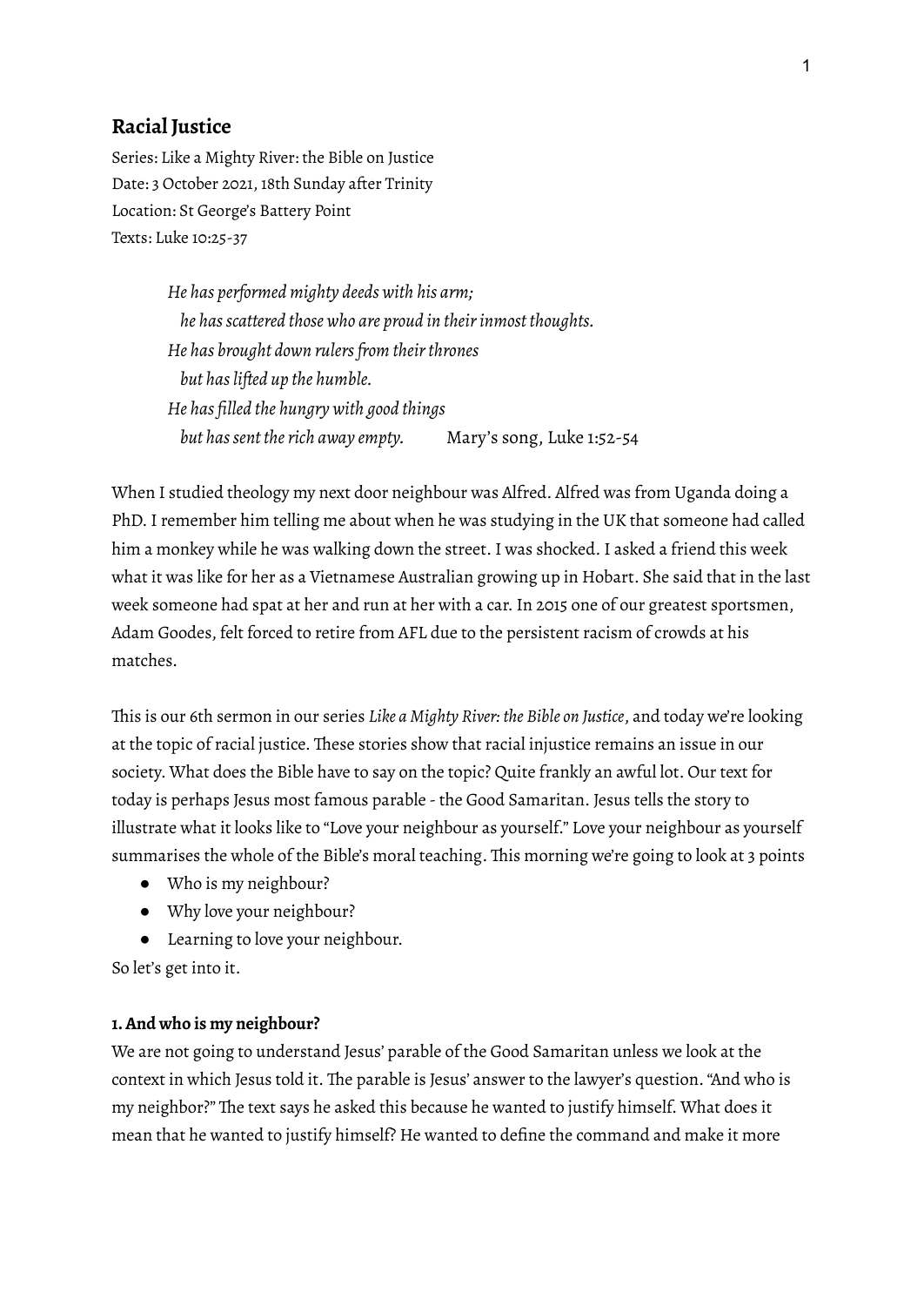## Racial Justice

Series: Like a Mighty River: the Bible on Justice
Date: 3 October 2021, 18th Sunday after Trinity
Location: St George's Battery Point
Texts: Luke 10:25-37

> *He has performed mighty deeds with his arm;*
> *he has scattered those who are proud in their inmost thoughts.*
> *He has brought down rulers from their thrones*
> *but has lifted up the humble.*
> *He has filled the hungry with good things*
> *but has sent the rich away empty.* Mary's song, Luke 1:52-54

When I studied theology my next door neighbour was Alfred. Alfred was from Uganda doing a PhD. I remember him telling me about when he was studying in the UK that someone had called him a monkey while he was walking down the street. I was shocked. I asked a friend this week what it was like for her as a Vietnamese Australian growing up in Hobart. She said that in the last week someone had spat at her and run at her with a car. In 2015 one of our greatest sportsmen, Adam Goodes, felt forced to retire from AFL due to the persistent racism of crowds at his matches.

This is our 6th sermon in our series *Like a Mighty River: the Bible on Justice*, and today we're looking at the topic of racial justice. These stories show that racial injustice remains an issue in our society. What does the Bible have to say on the topic? Quite frankly an awful lot. Our text for today is perhaps Jesus most famous parable - the Good Samaritan. Jesus tells the story to illustrate what it looks like to "Love your neighbour as yourself." Love your neighbour as yourself summarises the whole of the Bible's moral teaching. This morning we're going to look at 3 points

- Who is my neighbour?
- Why love your neighbour?
- Learning to love your neighbour.

So let's get into it.

**1. And who is my neighbour?**

We are not going to understand Jesus' parable of the Good Samaritan unless we look at the context in which Jesus told it. The parable is Jesus' answer to the lawyer's question. "And who is my neighbor?" The text says he asked this because he wanted to justify himself. What does it mean that he wanted to justify himself? He wanted to define the command and make it more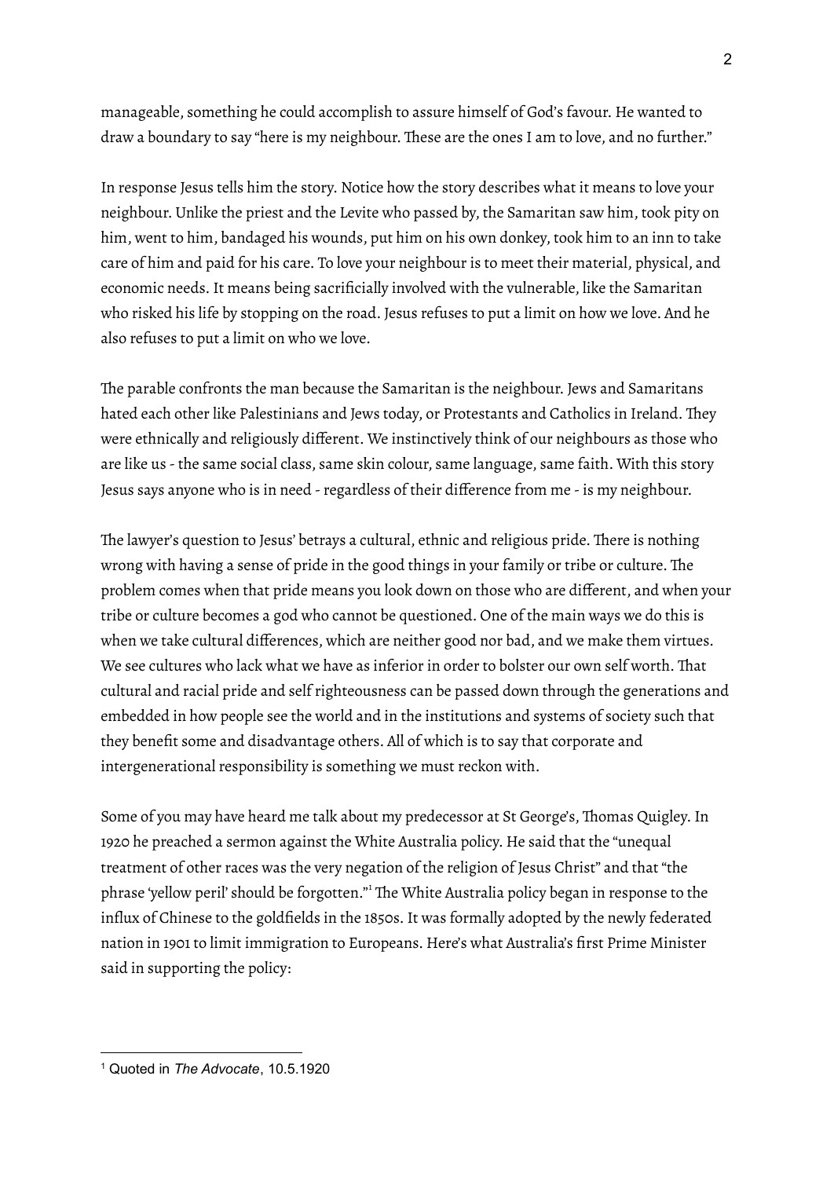manageable, something he could accomplish to assure himself of God's favour. He wanted to draw a boundary to say "here is my neighbour. These are the ones I am to love, and no further."

In response Jesus tells him the story. Notice how the story describes what it means to love your neighbour. Unlike the priest and the Levite who passed by, the Samaritan saw him, took pity on him, went to him, bandaged his wounds, put him on his own donkey, took him to an inn to take care of him and paid for his care. To love your neighbour is to meet their material, physical, and economic needs. It means being sacrificially involved with the vulnerable, like the Samaritan who risked his life by stopping on the road. Jesus refuses to put a limit on how we love. And he also refuses to put a limit on who we love.

The parable confronts the man because the Samaritan is the neighbour. Jews and Samaritans hated each other like Palestinians and Jews today, or Protestants and Catholics in Ireland. They were ethnically and religiously different. We instinctively think of our neighbours as those who are like us - the same social class, same skin colour, same language, same faith. With this story Jesus says anyone who is in need - regardless of their difference from me - is my neighbour.

The lawyer's question to Jesus' betrays a cultural, ethnic and religious pride. There is nothing wrong with having a sense of pride in the good things in your family or tribe or culture. The problem comes when that pride means you look down on those who are different, and when your tribe or culture becomes a god who cannot be questioned. One of the main ways we do this is when we take cultural differences, which are neither good nor bad, and we make them virtues. We see cultures who lack what we have as inferior in order to bolster our own self worth. That cultural and racial pride and self righteousness can be passed down through the generations and embedded in how people see the world and in the institutions and systems of society such that they benefit some and disadvantage others. All of which is to say that corporate and intergenerational responsibility is something we must reckon with.

Some of you may have heard me talk about my predecessor at St George's, Thomas Quigley. In 1920 he preached a sermon against the White Australia policy. He said that the "unequal treatment of other races was the very negation of the religion of Jesus Christ" and that "the phrase 'yellow peril' should be forgotten."[1] The White Australia policy began in response to the influx of Chinese to the goldfields in the 1850s. It was formally adopted by the newly federated nation in 1901 to limit immigration to Europeans. Here's what Australia's first Prime Minister said in supporting the policy:

---

[1] Quoted in *The Advocate*, 10.5.1920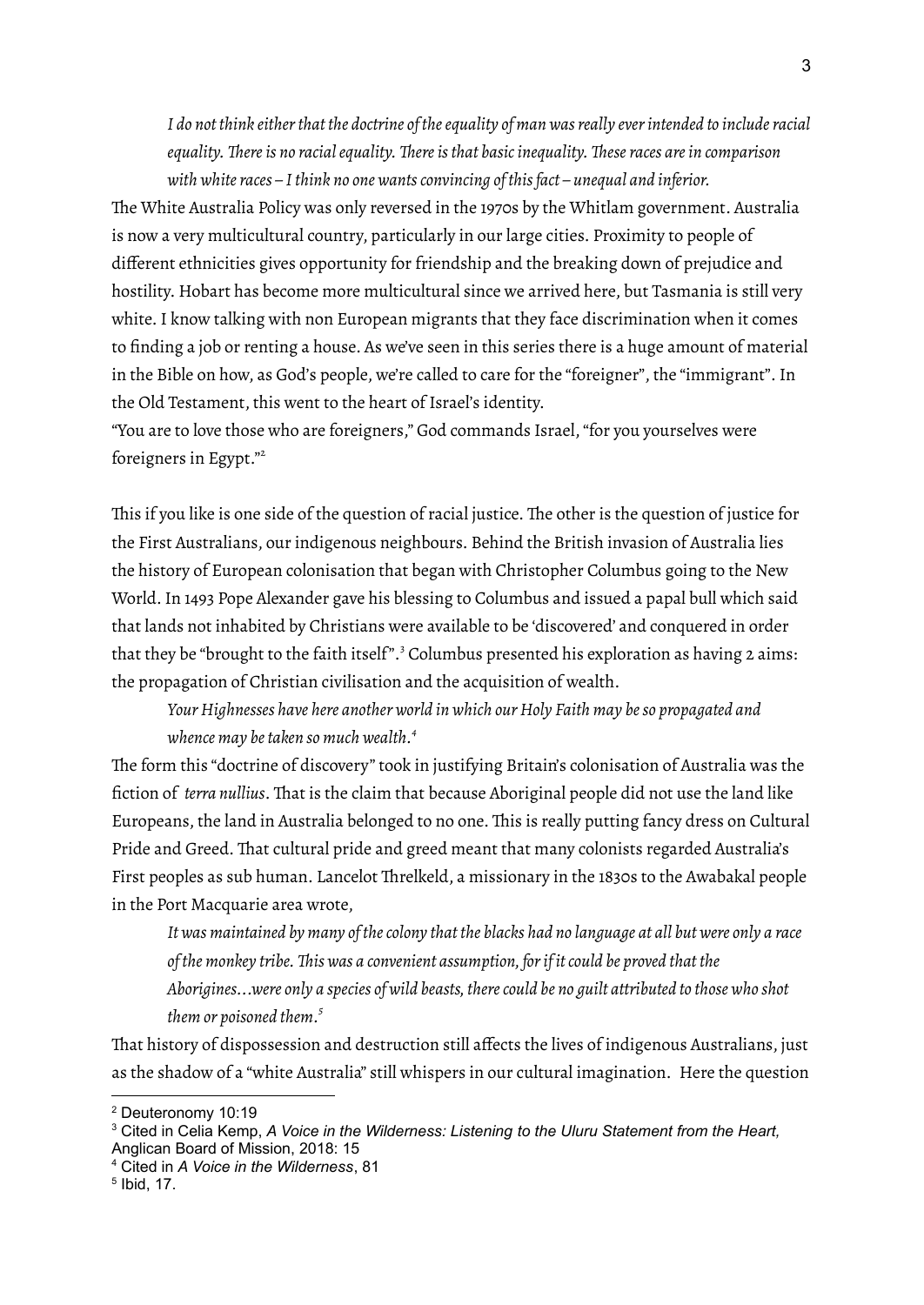> *I do not think either that the doctrine of the equality of man was really ever intended to include racial equality. There is no racial equality. There is that basic inequality. These races are in comparison with white races – I think no one wants convincing of this fact – unequal and inferior.*

The White Australia Policy was only reversed in the 1970s by the Whitlam government. Australia is now a very multicultural country, particularly in our large cities. Proximity to people of different ethnicities gives opportunity for friendship and the breaking down of prejudice and hostility. Hobart has become more multicultural since we arrived here, but Tasmania is still very white. I know talking with non European migrants that they face discrimination when it comes to finding a job or renting a house. As we've seen in this series there is a huge amount of material in the Bible on how, as God's people, we're called to care for the "foreigner", the "immigrant". In the Old Testament, this went to the heart of Israel's identity.

"You are to love those who are foreigners," God commands Israel, "for you yourselves were foreigners in Egypt."[2]

This if you like is one side of the question of racial justice. The other is the question of justice for the First Australians, our indigenous neighbours. Behind the British invasion of Australia lies the history of European colonisation that began with Christopher Columbus going to the New World. In 1493 Pope Alexander gave his blessing to Columbus and issued a papal bull which said that lands not inhabited by Christians were available to be 'discovered' and conquered in order that they be "brought to the faith itself".[3] Columbus presented his exploration as having 2 aims: the propagation of Christian civilisation and the acquisition of wealth.

> *Your Highnesses have here another world in which our Holy Faith may be so propagated and whence may be taken so much wealth.*[4]

The form this "doctrine of discovery" took in justifying Britain's colonisation of Australia was the fiction of *terra nullius*. That is the claim that because Aboriginal people did not use the land like Europeans, the land in Australia belonged to no one. This is really putting fancy dress on Cultural Pride and Greed. That cultural pride and greed meant that many colonists regarded Australia's First peoples as sub human. Lancelot Threlkeld, a missionary in the 1830s to the Awabakal people in the Port Macquarie area wrote,

> *It was maintained by many of the colony that the blacks had no language at all but were only a race of the monkey tribe. This was a convenient assumption, for if it could be proved that the Aborigines…were only a species of wild beasts, there could be no guilt attributed to those who shot them or poisoned them.*[5]

That history of dispossession and destruction still affects the lives of indigenous Australians, just as the shadow of a "white Australia" still whispers in our cultural imagination. Here the question

---

[2] Deuteronomy 10:19

[3] Cited in Celia Kemp, *A Voice in the Wilderness: Listening to the Uluru Statement from the Heart,* Anglican Board of Mission, 2018: 15

[4] Cited in *A Voice in the Wilderness*, 81

[5] Ibid, 17.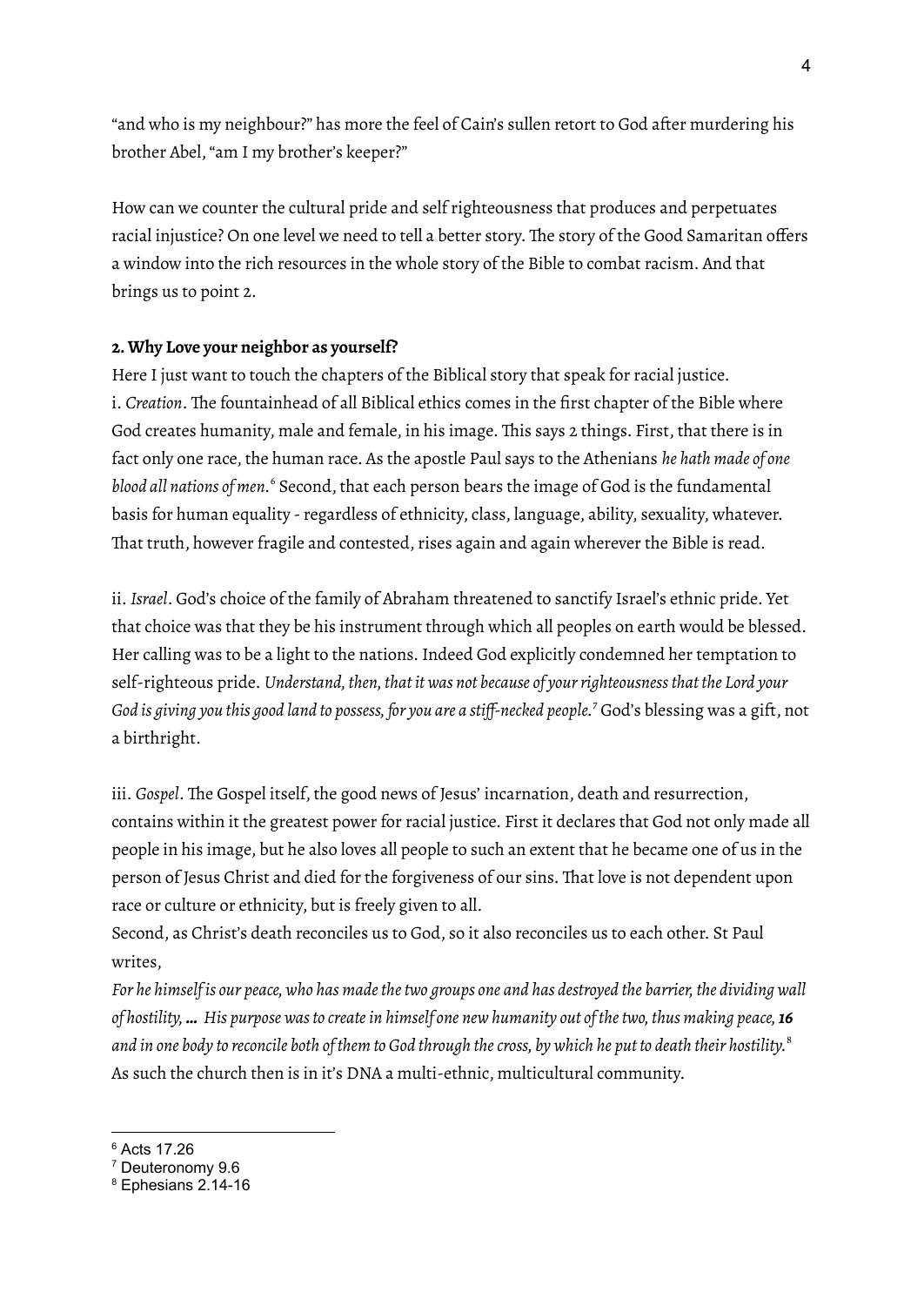"and who is my neighbour?" has more the feel of Cain's sullen retort to God after murdering his brother Abel, "am I my brother's keeper?"

How can we counter the cultural pride and self righteousness that produces and perpetuates racial injustice? On one level we need to tell a better story. The story of the Good Samaritan offers a window into the rich resources in the whole story of the Bible to combat racism. And that brings us to point 2.

**2. Why Love your neighbor as yourself?**

Here I just want to touch the chapters of the Biblical story that speak for racial justice.
i. *Creation*. The fountainhead of all Biblical ethics comes in the first chapter of the Bible where God creates humanity, male and female, in his image. This says 2 things. First, that there is in fact only one race, the human race. As the apostle Paul says to the Athenians *he hath made of one blood all nations of men.*[6] Second, that each person bears the image of God is the fundamental basis for human equality - regardless of ethnicity, class, language, ability, sexuality, whatever. That truth, however fragile and contested, rises again and again wherever the Bible is read.

ii. *Israel*. God's choice of the family of Abraham threatened to sanctify Israel's ethnic pride. Yet that choice was that they be his instrument through which all peoples on earth would be blessed. Her calling was to be a light to the nations. Indeed God explicitly condemned her temptation to self-righteous pride. *Understand, then, that it was not because of your righteousness that the Lord your God is giving you this good land to possess, for you are a stiff-necked people.*[7] God's blessing was a gift, not a birthright.

iii. *Gospel*. The Gospel itself, the good news of Jesus' incarnation, death and resurrection, contains within it the greatest power for racial justice. First it declares that God not only made all people in his image, but he also loves all people to such an extent that he became one of us in the person of Jesus Christ and died for the forgiveness of our sins. That love is not dependent upon race or culture or ethnicity, but is freely given to all.
Second, as Christ's death reconciles us to God, so it also reconciles us to each other. St Paul writes,
*For he himself is our peace, who has made the two groups one and has destroyed the barrier, the dividing wall of hostility, … His purpose was to create in himself one new humanity out of the two, thus making peace,* ***16*** *and in one body to reconcile both of them to God through the cross, by which he put to death their hostility.*[8]
As such the church then is in it's DNA a multi-ethnic, multicultural community.

---

[6] Acts 17.26
[7] Deuteronomy 9.6
[8] Ephesians 2.14-16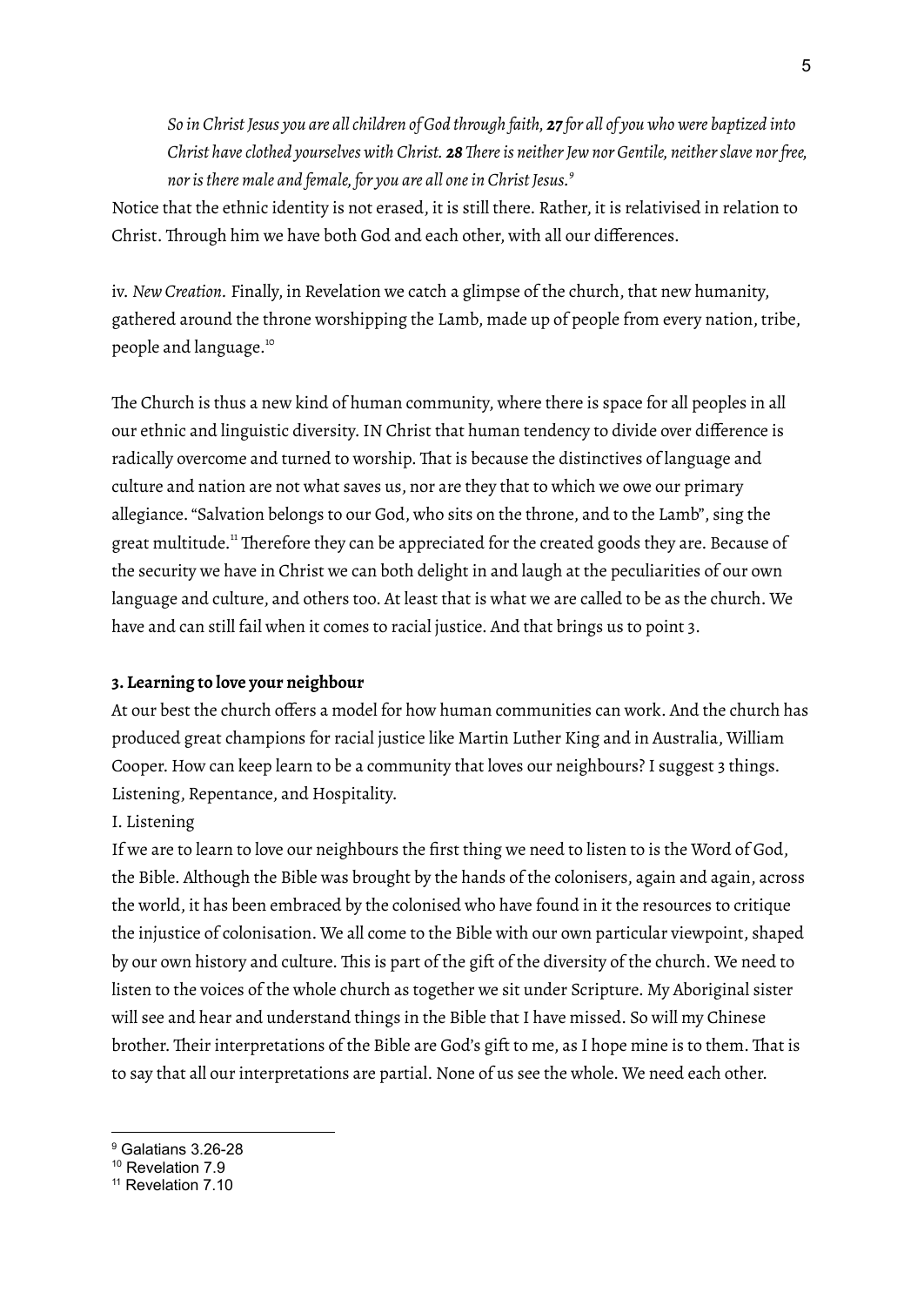*So in Christ Jesus you are all children of God through faith, **27** for all of you who were baptized into Christ have clothed yourselves with Christ. **28** There is neither Jew nor Gentile, neither slave nor free, nor is there male and female, for you are all one in Christ Jesus.*[9]

Notice that the ethnic identity is not erased, it is still there. Rather, it is relativised in relation to Christ. Through him we have both God and each other, with all our differences.

iv. *New Creation*. Finally, in Revelation we catch a glimpse of the church, that new humanity, gathered around the throne worshipping the Lamb, made up of people from every nation, tribe, people and language.[10]

The Church is thus a new kind of human community, where there is space for all peoples in all our ethnic and linguistic diversity. IN Christ that human tendency to divide over difference is radically overcome and turned to worship. That is because the distinctives of language and culture and nation are not what saves us, nor are they that to which we owe our primary allegiance. "Salvation belongs to our God, who sits on the throne, and to the Lamb", sing the great multitude.[11] Therefore they can be appreciated for the created goods they are. Because of the security we have in Christ we can both delight in and laugh at the peculiarities of our own language and culture, and others too. At least that is what we are called to be as the church. We have and can still fail when it comes to racial justice. And that brings us to point 3.

**3. Learning to love your neighbour**

At our best the church offers a model for how human communities can work. And the church has produced great champions for racial justice like Martin Luther King and in Australia, William Cooper. How can keep learn to be a community that loves our neighbours? I suggest 3 things. Listening, Repentance, and Hospitality.

I. Listening

If we are to learn to love our neighbours the first thing we need to listen to is the Word of God, the Bible. Although the Bible was brought by the hands of the colonisers, again and again, across the world, it has been embraced by the colonised who have found in it the resources to critique the injustice of colonisation. We all come to the Bible with our own particular viewpoint, shaped by our own history and culture. This is part of the gift of the diversity of the church. We need to listen to the voices of the whole church as together we sit under Scripture. My Aboriginal sister will see and hear and understand things in the Bible that I have missed. So will my Chinese brother. Their interpretations of the Bible are God's gift to me, as I hope mine is to them. That is to say that all our interpretations are partial. None of us see the whole. We need each other.

---

[9] Galatians 3.26-28

[10] Revelation 7.9

[11] Revelation 7.10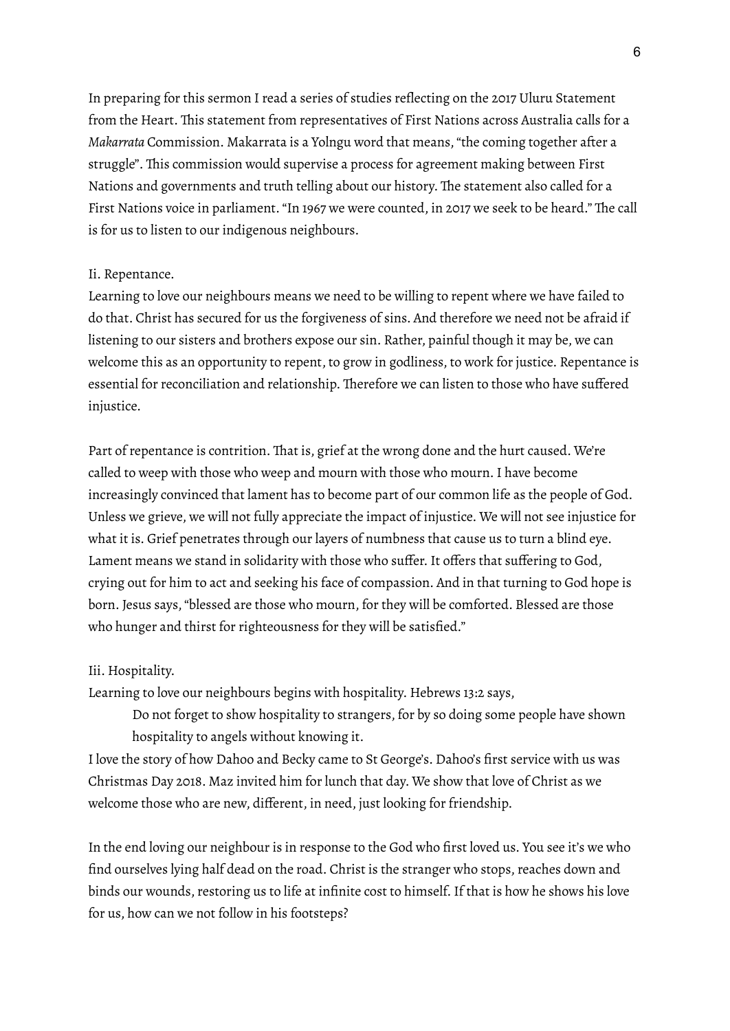In preparing for this sermon I read a series of studies reflecting on the 2017 Uluru Statement from the Heart. This statement from representatives of First Nations across Australia calls for a *Makarrata* Commission. Makarrata is a Yolngu word that means, "the coming together after a struggle". This commission would supervise a process for agreement making between First Nations and governments and truth telling about our history. The statement also called for a First Nations voice in parliament. "In 1967 we were counted, in 2017 we seek to be heard." The call is for us to listen to our indigenous neighbours.

Ii. Repentance.

Learning to love our neighbours means we need to be willing to repent where we have failed to do that. Christ has secured for us the forgiveness of sins. And therefore we need not be afraid if listening to our sisters and brothers expose our sin. Rather, painful though it may be, we can welcome this as an opportunity to repent, to grow in godliness, to work for justice. Repentance is essential for reconciliation and relationship. Therefore we can listen to those who have suffered injustice.

Part of repentance is contrition. That is, grief at the wrong done and the hurt caused. We're called to weep with those who weep and mourn with those who mourn. I have become increasingly convinced that lament has to become part of our common life as the people of God. Unless we grieve, we will not fully appreciate the impact of injustice. We will not see injustice for what it is. Grief penetrates through our layers of numbness that cause us to turn a blind eye. Lament means we stand in solidarity with those who suffer. It offers that suffering to God, crying out for him to act and seeking his face of compassion. And in that turning to God hope is born. Jesus says, "blessed are those who mourn, for they will be comforted. Blessed are those who hunger and thirst for righteousness for they will be satisfied."

Iii. Hospitality.

Learning to love our neighbours begins with hospitality. Hebrews 13:2 says,

> Do not forget to show hospitality to strangers, for by so doing some people have shown hospitality to angels without knowing it.

I love the story of how Dahoo and Becky came to St George's. Dahoo's first service with us was Christmas Day 2018. Maz invited him for lunch that day. We show that love of Christ as we welcome those who are new, different, in need, just looking for friendship.

In the end loving our neighbour is in response to the God who first loved us. You see it's we who find ourselves lying half dead on the road. Christ is the stranger who stops, reaches down and binds our wounds, restoring us to life at infinite cost to himself. If that is how he shows his love for us, how can we not follow in his footsteps?